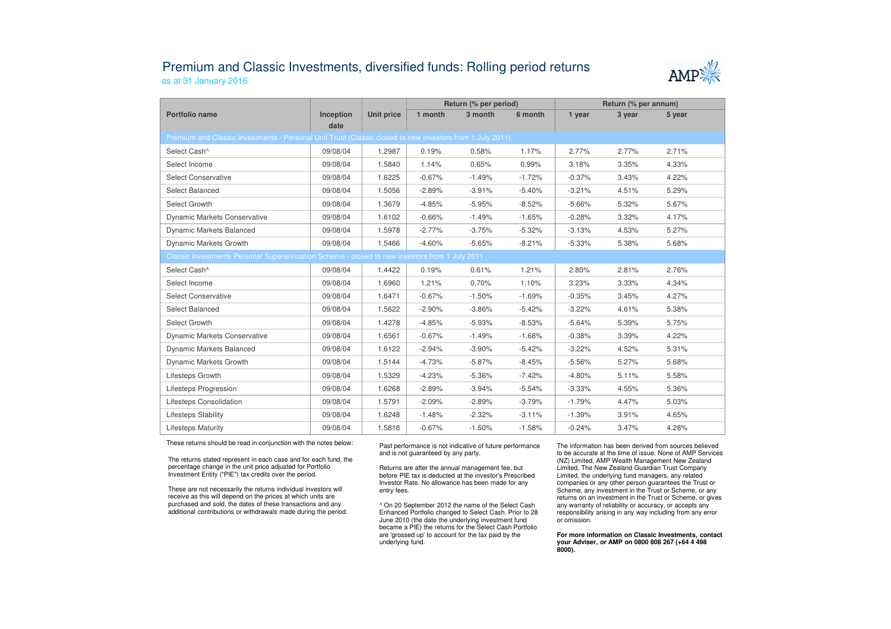# Premium and Classic Investments, diversified funds: Rolling period returns

as at 31 January 2016

| Portfolio name | Inception date | Unit price | Return (% per period) | | | Return (% per annum) | | |
|---|---|---|---|---|---|---|---|---|
| | | | 1 month | 3 month | 6 month | 1 year | 3 year | 5 year |
| **Premium and Classic Investments - Personal Unit Trust (Classic closed to new investors from 1 July 2011)** | | | | | | | | |
| Select Cash^ | 09/08/04 | 1.2987 | 0.19% | 0.58% | 1.17% | 2.77% | 2.77% | 2.71% |
| Select Income | 09/08/04 | 1.5840 | 1.14% | 0.65% | 0.99% | 3.18% | 3.35% | 4.33% |
| Select Conservative | 09/08/04 | 1.6225 | -0.67% | -1.49% | -1.72% | -0.37% | 3.43% | 4.22% |
| Select Balanced | 09/08/04 | 1.5056 | -2.89% | -3.91% | -5.40% | -3.21% | 4.51% | 5.29% |
| Select Growth | 09/08/04 | 1.3679 | -4.85% | -5.95% | -8.52% | -5.66% | 5.32% | 5.67% |
| Dynamic Markets Conservative | 09/08/04 | 1.6102 | -0.66% | -1.49% | -1.65% | -0.28% | 3.32% | 4.17% |
| Dynamic Markets Balanced | 09/08/04 | 1.5978 | -2.77% | -3.75% | -5.32% | -3.13% | 4.53% | 5.27% |
| Dynamic Markets Growth | 09/08/04 | 1.5466 | -4.60% | -5.65% | -8.21% | -5.33% | 5.38% | 5.68% |
| **Classic Investments Personal Superannuation Scheme - closed to new investors from 1 July 2011** | | | | | | | | |
| Select Cash^ | 09/08/04 | 1.4422 | 0.19% | 0.61% | 1.21% | 2.80% | 2.81% | 2.76% |
| Select Income | 09/08/04 | 1.6960 | 1.21% | 0.70% | 1.10% | 3.23% | 3.33% | 4.34% |
| Select Conservative | 09/08/04 | 1.6471 | -0.67% | -1.50% | -1.69% | -0.35% | 3.45% | 4.27% |
| Select Balanced | 09/08/04 | 1.5622 | -2.90% | -3.86% | -5.42% | -3.22% | 4.61% | 5.38% |
| Select Growth | 09/08/04 | 1.4278 | -4.85% | -5.93% | -8.53% | -5.64% | 5.39% | 5.75% |
| Dynamic Markets Conservative | 09/08/04 | 1.6561 | -0.67% | -1.49% | -1.68% | -0.38% | 3.39% | 4.22% |
| Dynamic Markets Balanced | 09/08/04 | 1.6122 | -2.94% | -3.90% | -5.42% | -3.22% | 4.52% | 5.31% |
| Dynamic Markets Growth | 09/08/04 | 1.5144 | -4.73% | -5.87% | -8.45% | -5.56% | 5.27% | 5.68% |
| Lifesteps Growth | 09/08/04 | 1.5329 | -4.23% | -5.36% | -7.42% | -4.80% | 5.11% | 5.58% |
| Lifesteps Progression | 09/08/04 | 1.6268 | -2.89% | -3.94% | -5.54% | -3.33% | 4.55% | 5.36% |
| Lifesteps Consolidation | 09/08/04 | 1.5791 | -2.09% | -2.89% | -3.79% | -1.79% | 4.47% | 5.03% |
| Lifesteps Stability | 09/08/04 | 1.6248 | -1.48% | -2.32% | -3.11% | -1.39% | 3.91% | 4.65% |
| Lifesteps Maturity | 09/08/04 | 1.5818 | -0.67% | -1.50% | -1.58% | -0.24% | 3.47% | 4.28% |

These returns should be read in conjunction with the notes below:

The returns stated represent in each case and for each fund, the percentage change in the unit price adjusted for Portfolio Investment Entity ("PIE") tax credits over the period.

These are not necessarily the returns individual investors will receive as this will depend on the prices at which units are purchased and sold, the dates of these transactions and any additional contributions or withdrawals made during the period.

Past performance is not indicative of future performance and is not guaranteed by any party.

Returns are after the annual management fee, but before PIE tax is deducted at the investor's Prescribed Investor Rate. No allowance has been made for any entry fees.

^ On 20 September 2012 the name of the Select Cash Enhanced Portfolio changed to Select Cash. Prior to 28 June 2010 (the date the underlying investment fund became a PIE) the returns for the Select Cash Portfolio are 'grossed up' to account for the tax paid by the underlying fund.

The information has been derived from sources believed to be accurate at the time of issue. None of AMP Services (NZ) Limited, AMP Wealth Management New Zealand Limited, The New Zealand Guardian Trust Company Limited, the underlying fund managers, any related companies or any other person guarantees the Trust or Scheme, any investment in the Trust or Scheme, or any returns on an investment in the Trust or Scheme, or gives any warranty of reliability or accuracy, or accepts any responsibility arising in any way including from any error or omission.

**For more information on Classic Investments, contact your Adviser, or AMP on 0800 808 267 (+64 4 498 8000).**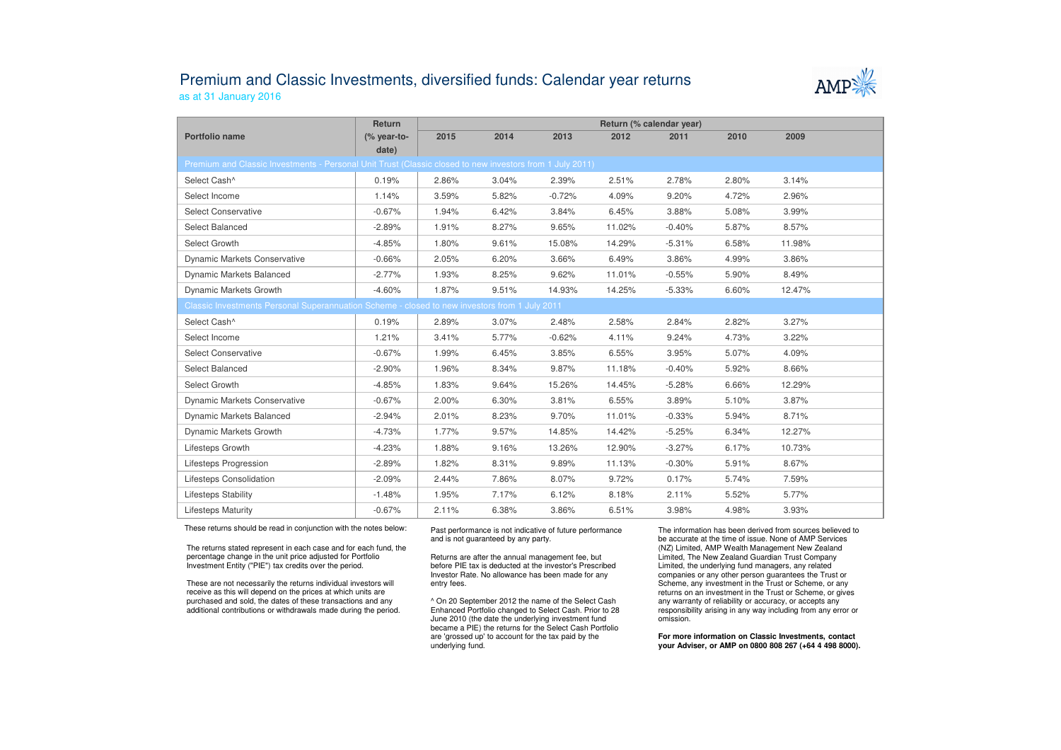# Premium and Classic Investments, diversified funds: Calendar year returns

as at 31 January 2016

| Portfolio name | Return (% year-to-date) | Return (% calendar year) 2015 | 2014 | 2013 | 2012 | 2011 | 2010 | 2009 |
|---|---|---|---|---|---|---|---|---|
| **Premium and Classic Investments - Personal Unit Trust (Classic closed to new investors from 1 July 2011)** | | | | | | | | |
| Select Cash^ | 0.19% | 2.86% | 3.04% | 2.39% | 2.51% | 2.78% | 2.80% | 3.14% |
| Select Income | 1.14% | 3.59% | 5.82% | -0.72% | 4.09% | 9.20% | 4.72% | 2.96% |
| Select Conservative | -0.67% | 1.94% | 6.42% | 3.84% | 6.45% | 3.88% | 5.08% | 3.99% |
| Select Balanced | -2.89% | 1.91% | 8.27% | 9.65% | 11.02% | -0.40% | 5.87% | 8.57% |
| Select Growth | -4.85% | 1.80% | 9.61% | 15.08% | 14.29% | -5.31% | 6.58% | 11.98% |
| Dynamic Markets Conservative | -0.66% | 2.05% | 6.20% | 3.66% | 6.49% | 3.86% | 4.99% | 3.86% |
| Dynamic Markets Balanced | -2.77% | 1.93% | 8.25% | 9.62% | 11.01% | -0.55% | 5.90% | 8.49% |
| Dynamic Markets Growth | -4.60% | 1.87% | 9.51% | 14.93% | 14.25% | -5.33% | 6.60% | 12.47% |
| **Classic Investments Personal Superannuation Scheme - closed to new investors from 1 July 2011** | | | | | | | | |
| Select Cash^ | 0.19% | 2.89% | 3.07% | 2.48% | 2.58% | 2.84% | 2.82% | 3.27% |
| Select Income | 1.21% | 3.41% | 5.77% | -0.62% | 4.11% | 9.24% | 4.73% | 3.22% |
| Select Conservative | -0.67% | 1.99% | 6.45% | 3.85% | 6.55% | 3.95% | 5.07% | 4.09% |
| Select Balanced | -2.90% | 1.96% | 8.34% | 9.87% | 11.18% | -0.40% | 5.92% | 8.66% |
| Select Growth | -4.85% | 1.83% | 9.64% | 15.26% | 14.45% | -5.28% | 6.66% | 12.29% |
| Dynamic Markets Conservative | -0.67% | 2.00% | 6.30% | 3.81% | 6.55% | 3.89% | 5.10% | 3.87% |
| Dynamic Markets Balanced | -2.94% | 2.01% | 8.23% | 9.70% | 11.01% | -0.33% | 5.94% | 8.71% |
| Dynamic Markets Growth | -4.73% | 1.77% | 9.57% | 14.85% | 14.42% | -5.25% | 6.34% | 12.27% |
| Lifesteps Growth | -4.23% | 1.88% | 9.16% | 13.26% | 12.90% | -3.27% | 6.17% | 10.73% |
| Lifesteps Progression | -2.89% | 1.82% | 8.31% | 9.89% | 11.13% | -0.30% | 5.91% | 8.67% |
| Lifesteps Consolidation | -2.09% | 2.44% | 7.86% | 8.07% | 9.72% | 0.17% | 5.74% | 7.59% |
| Lifesteps Stability | -1.48% | 1.95% | 7.17% | 6.12% | 8.18% | 2.11% | 5.52% | 5.77% |
| Lifesteps Maturity | -0.67% | 2.11% | 6.38% | 3.86% | 6.51% | 3.98% | 4.98% | 3.93% |

These returns should be read in conjunction with the notes below:

The returns stated represent in each case and for each fund, the percentage change in the unit price adjusted for Portfolio Investment Entity ("PIE") tax credits over the period.

These are not necessarily the returns individual investors will receive as this will depend on the prices at which units are purchased and sold, the dates of these transactions and any additional contributions or withdrawals made during the period.

Past performance is not indicative of future performance and is not guaranteed by any party.

Returns are after the annual management fee, but before PIE tax is deducted at the investor's Prescribed Investor Rate. No allowance has been made for any entry fees.

^ On 20 September 2012 the name of the Select Cash Enhanced Portfolio changed to Select Cash. Prior to 28 June 2010 (the date the underlying investment fund became a PIE) the returns for the Select Cash Portfolio are 'grossed up' to account for the tax paid by the underlying fund.

The information has been derived from sources believed to be accurate at the time of issue. None of AMP Services (NZ) Limited, AMP Wealth Management New Zealand Limited, The New Zealand Guardian Trust Company Limited, the underlying fund managers, any related companies or any other person guarantees the Trust or Scheme, any investment in the Trust or Scheme, or any returns on an investment in the Trust or Scheme, or gives any warranty of reliability or accuracy, or accepts any responsibility arising in any way including from any error or omission.

**For more information on Classic Investments, contact your Adviser, or AMP on 0800 808 267 (+64 4 498 8000).**